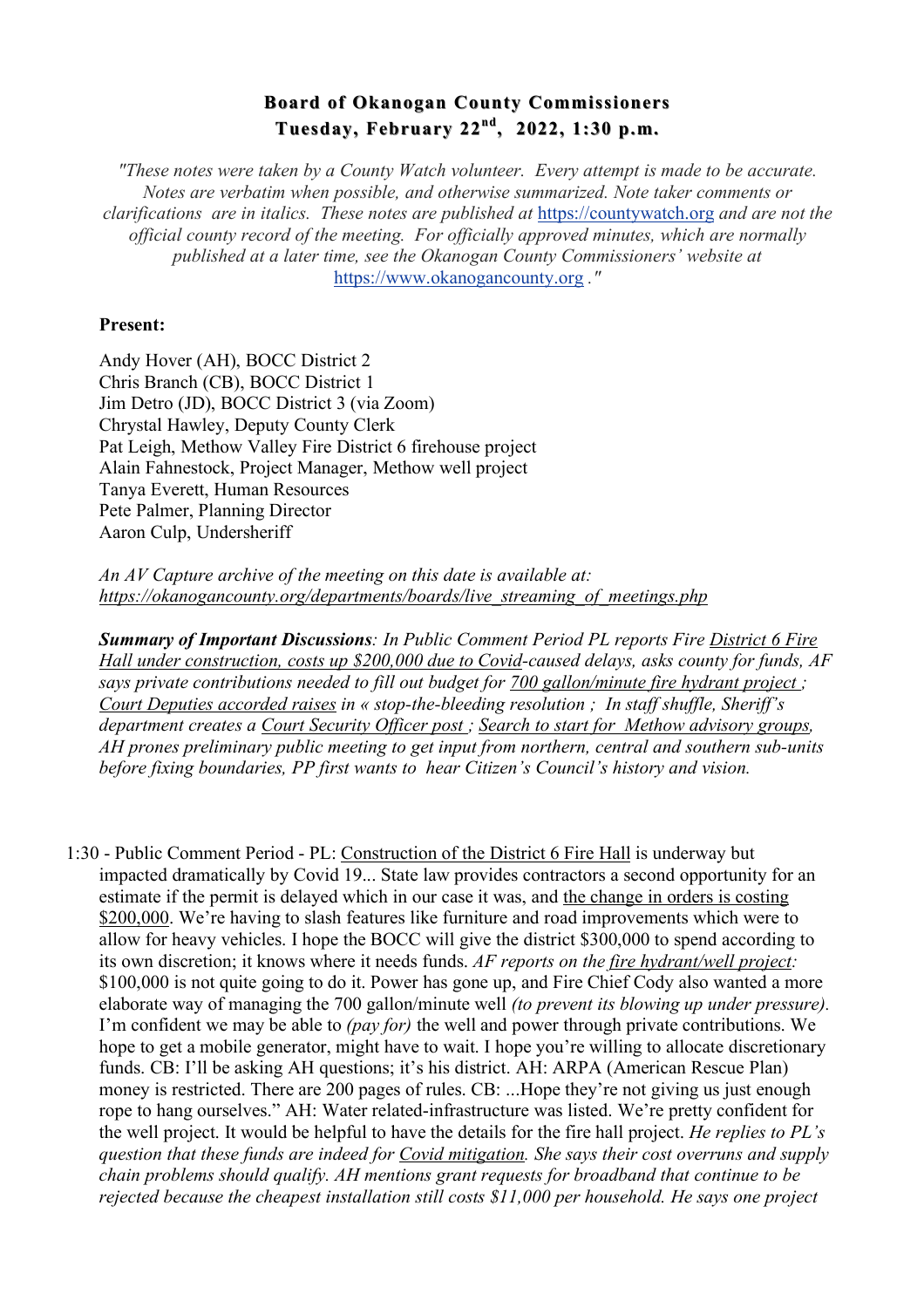## Board of Okanogan County Commissioners
## Tuesday, February 22nd, 2022, 1:30 p.m.

*"These notes were taken by a County Watch volunteer. Every attempt is made to be accurate. Notes are verbatim when possible, and otherwise summarized. Note taker comments or clarifications are in italics. These notes are published at* https://countywatch.org *and are not the official county record of the meeting. For officially approved minutes, which are normally published at a later time, see the Okanogan County Commissioners' website at* https://www.okanogancounty.org *."*

**Present:**

Andy Hover (AH), BOCC District 2
Chris Branch (CB), BOCC District 1
Jim Detro (JD), BOCC District 3 (via Zoom)
Chrystal Hawley, Deputy County Clerk
Pat Leigh, Methow Valley Fire District 6 firehouse project
Alain Fahnestock, Project Manager, Methow well project
Tanya Everett, Human Resources
Pete Palmer, Planning Director
Aaron Culp, Undersheriff

*An AV Capture archive of the meeting on this date is available at: https://okanogancounty.org/departments/boards/live_streaming_of_meetings.php*

***Summary of Important Discussions****: In Public Comment Period PL reports Fire District 6 Fire Hall under construction, costs up $200,000 due to Covid-caused delays, asks county for funds, AF says private contributions needed to fill out budget for 700 gallon/minute fire hydrant project ; Court Deputies accorded raises in « stop-the-bleeding resolution ; In staff shuffle, Sheriff's department creates a Court Security Officer post ; Search to start for Methow advisory groups, AH prones preliminary public meeting to get input from northern, central and southern sub-units before fixing boundaries, PP first wants to hear Citizen's Council's history and vision.*

1:30 - Public Comment Period - PL: Construction of the District 6 Fire Hall is underway but impacted dramatically by Covid 19... State law provides contractors a second opportunity for an estimate if the permit is delayed which in our case it was, and the change in orders is costing $200,000. We're having to slash features like furniture and road improvements which were to allow for heavy vehicles. I hope the BOCC will give the district $300,000 to spend according to its own discretion; it knows where it needs funds. *AF reports on the fire hydrant/well project:* $100,000 is not quite going to do it. Power has gone up, and Fire Chief Cody also wanted a more elaborate way of managing the 700 gallon/minute well *(to prevent its blowing up under pressure).* I'm confident we may be able to *(pay for)* the well and power through private contributions. We hope to get a mobile generator, might have to wait. I hope you're willing to allocate discretionary funds. CB: I'll be asking AH questions; it's his district. AH: ARPA (American Rescue Plan) money is restricted. There are 200 pages of rules. CB: ...Hope they're not giving us just enough rope to hang ourselves." AH: Water related-infrastructure was listed. We're pretty confident for the well project. It would be helpful to have the details for the fire hall project. *He replies to PL's question that these funds are indeed for Covid mitigation. She says their cost overruns and supply chain problems should qualify. AH mentions grant requests for broadband that continue to be rejected because the cheapest installation still costs $11,000 per household. He says one project*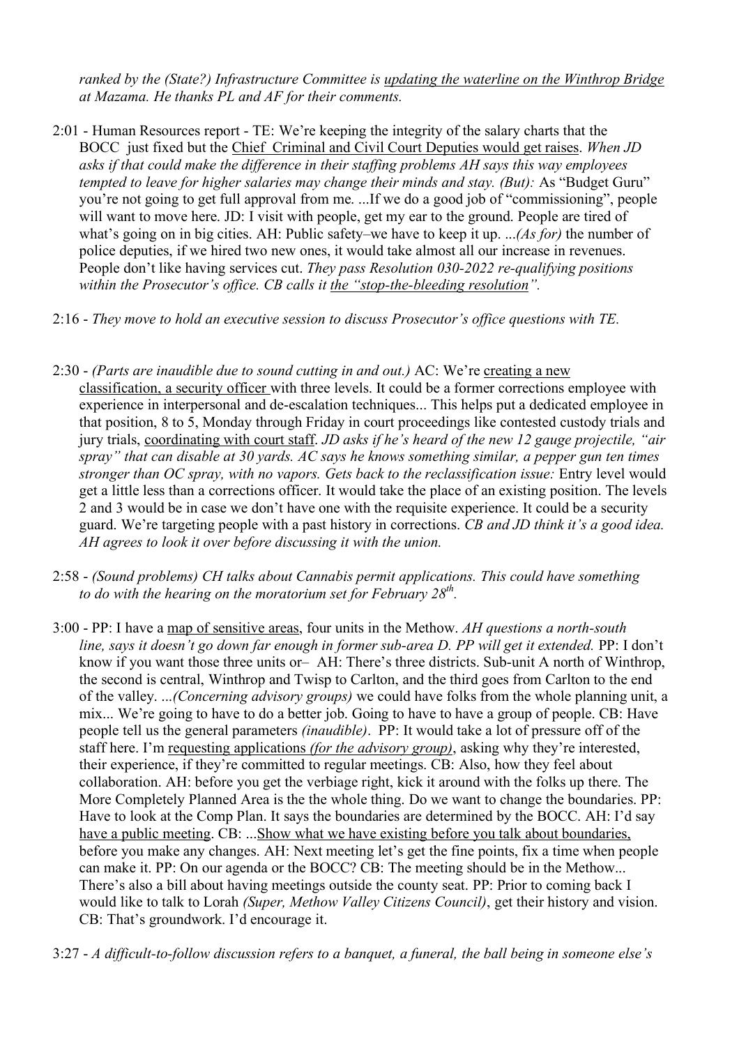*ranked by the (State?) Infrastructure Committee is updating the waterline on the Winthrop Bridge at Mazama. He thanks PL and AF for their comments.*

2:01 - Human Resources report - TE: We're keeping the integrity of the salary charts that the BOCC just fixed but the Chief Criminal and Civil Court Deputies would get raises. *When JD asks if that could make the difference in their staffing problems AH says this way employees tempted to leave for higher salaries may change their minds and stay. (But):* As "Budget Guru" you're not going to get full approval from me. ...If we do a good job of "commissioning", people will want to move here. JD: I visit with people, get my ear to the ground. People are tired of what's going on in big cities. AH: Public safety–we have to keep it up. ...*(As for)* the number of police deputies, if we hired two new ones, it would take almost all our increase in revenues. People don't like having services cut. *They pass Resolution 030-2022 re-qualifying positions within the Prosecutor's office. CB calls it the "stop-the-bleeding resolution".*

2:16 - *They move to hold an executive session to discuss Prosecutor's office questions with TE.*

2:30 - *(Parts are inaudible due to sound cutting in and out.)* AC: We're creating a new classification, a security officer with three levels. It could be a former corrections employee with experience in interpersonal and de-escalation techniques... This helps put a dedicated employee in that position, 8 to 5, Monday through Friday in court proceedings like contested custody trials and jury trials, coordinating with court staff. *JD asks if he's heard of the new 12 gauge projectile, "air spray" that can disable at 30 yards. AC says he knows something similar, a pepper gun ten times stronger than OC spray, with no vapors. Gets back to the reclassification issue:* Entry level would get a little less than a corrections officer. It would take the place of an existing position. The levels 2 and 3 would be in case we don't have one with the requisite experience. It could be a security guard. We're targeting people with a past history in corrections. *CB and JD think it's a good idea. AH agrees to look it over before discussing it with the union.*

2:58 - *(Sound problems) CH talks about Cannabis permit applications. This could have something to do with the hearing on the moratorium set for February 28th.*

3:00 - PP: I have a map of sensitive areas, four units in the Methow. *AH questions a north-south line, says it doesn't go down far enough in former sub-area D. PP will get it extended.* PP: I don't know if you want those three units or– AH: There's three districts. Sub-unit A north of Winthrop, the second is central, Winthrop and Twisp to Carlton, and the third goes from Carlton to the end of the valley. ...*(Concerning advisory groups)* we could have folks from the whole planning unit, a mix... We're going to have to do a better job. Going to have to have a group of people. CB: Have people tell us the general parameters *(inaudible)*. PP: It would take a lot of pressure off of the staff here. I'm requesting applications *(for the advisory group)*, asking why they're interested, their experience, if they're committed to regular meetings. CB: Also, how they feel about collaboration. AH: before you get the verbiage right, kick it around with the folks up there. The More Completely Planned Area is the the whole thing. Do we want to change the boundaries. PP: Have to look at the Comp Plan. It says the boundaries are determined by the BOCC. AH: I'd say have a public meeting. CB: ...Show what we have existing before you talk about boundaries, before you make any changes. AH: Next meeting let's get the fine points, fix a time when people can make it. PP: On our agenda or the BOCC? CB: The meeting should be in the Methow... There's also a bill about having meetings outside the county seat. PP: Prior to coming back I would like to talk to Lorah *(Super, Methow Valley Citizens Council)*, get their history and vision. CB: That's groundwork. I'd encourage it.

3:27 - *A difficult-to-follow discussion refers to a banquet, a funeral, the ball being in someone else's*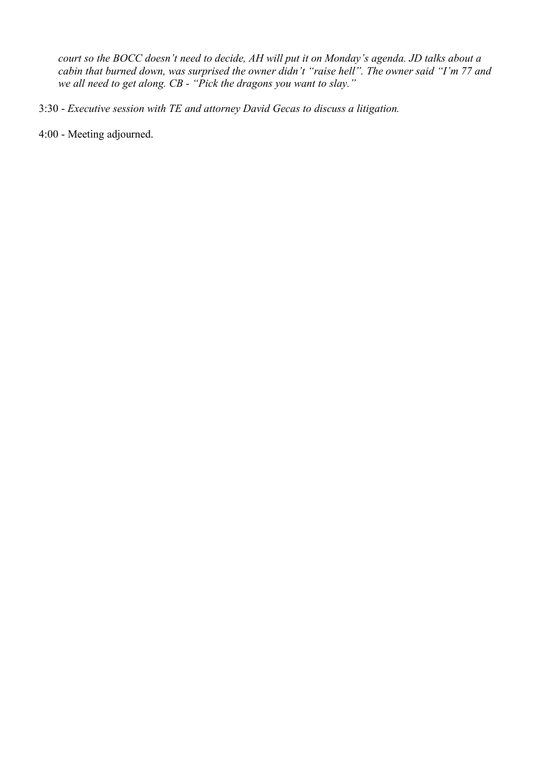*court so the BOCC doesn't need to decide, AH will put it on Monday's agenda. JD talks about a cabin that burned down, was surprised the owner didn't "raise hell". The owner said "I'm 77 and we all need to get along. CB - "Pick the dragons you want to slay."*

3:30 - *Executive session with TE and attorney David Gecas to discuss a litigation.*

4:00 - Meeting adjourned.